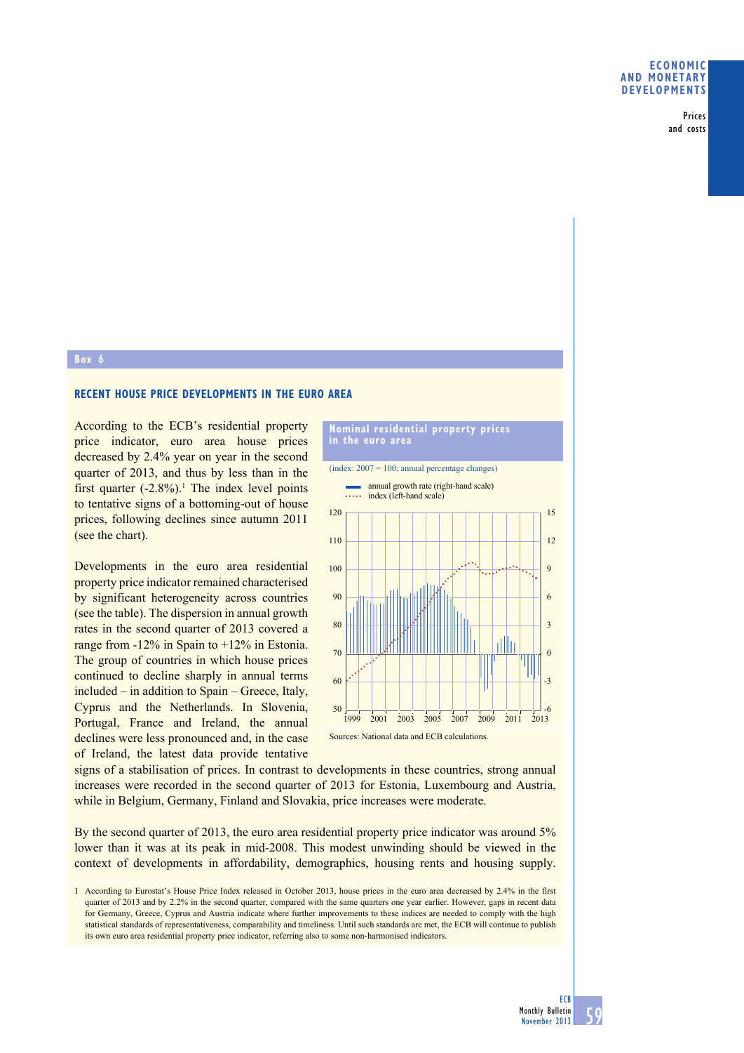## Box 6

### RECENT HOUSE PRICE DEVELOPMENTS IN THE EURO AREA

According to the ECB's residential property price indicator, euro area house prices decreased by 2.4% year on year in the second quarter of 2013, and thus by less than in the first quarter (-2.8%).[1] The index level points to tentative signs of a bottoming-out of house prices, following declines since autumn 2011 (see the chart).

**Nominal residential property prices in the euro area**

(index: 2007 = 100; annual percentage changes)

annual growth rate (right-hand scale)
index (left-hand scale)

Sources: National data and ECB calculations.

Developments in the euro area residential property price indicator remained characterised by significant heterogeneity across countries (see the table). The dispersion in annual growth rates in the second quarter of 2013 covered a range from -12% in Spain to +12% in Estonia. The group of countries in which house prices continued to decline sharply in annual terms included – in addition to Spain – Greece, Italy, Cyprus and the Netherlands. In Slovenia, Portugal, France and Ireland, the annual declines were less pronounced and, in the case of Ireland, the latest data provide tentative signs of a stabilisation of prices. In contrast to developments in these countries, strong annual increases were recorded in the second quarter of 2013 for Estonia, Luxembourg and Austria, while in Belgium, Germany, Finland and Slovakia, price increases were moderate.

By the second quarter of 2013, the euro area residential property price indicator was around 5% lower than it was at its peak in mid-2008. This modest unwinding should be viewed in the context of developments in affordability, demographics, housing rents and housing supply.

1 According to Eurostat's House Price Index released in October 2013, house prices in the euro area decreased by 2.4% in the first quarter of 2013 and by 2.2% in the second quarter, compared with the same quarters one year earlier. However, gaps in recent data for Germany, Greece, Cyprus and Austria indicate where further improvements to these indices are needed to comply with the high statistical standards of representativeness, comparability and timeliness. Until such standards are met, the ECB will continue to publish its own euro area residential property price indicator, referring also to some non-harmonised indicators.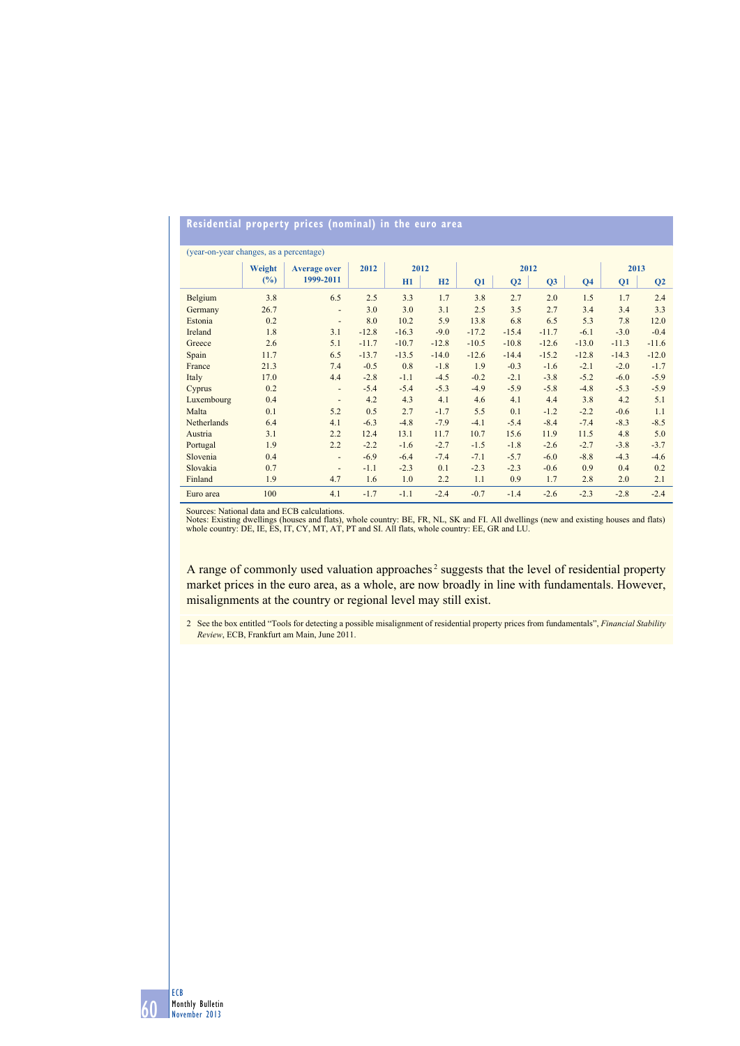## Residential property prices (nominal) in the euro area

(year-on-year changes, as a percentage)

| | Weight (%) | Average over 1999-2011 | 2012 | 2012 | | 2012 | | | | 2013 | |
|---|---|---|---|---|---|---|---|---|---|---|---|
| | | | | H1 | H2 | Q1 | Q2 | Q3 | Q4 | Q1 | Q2 |
| Belgium | 3.8 | 6.5 | 2.5 | 3.3 | 1.7 | 3.8 | 2.7 | 2.0 | 1.5 | 1.7 | 2.4 |
| Germany | 26.7 | - | 3.0 | 3.0 | 3.1 | 2.5 | 3.5 | 2.7 | 3.4 | 3.4 | 3.3 |
| Estonia | 0.2 | - | 8.0 | 10.2 | 5.9 | 13.8 | 6.8 | 6.5 | 5.3 | 7.8 | 12.0 |
| Ireland | 1.8 | 3.1 | -12.8 | -16.3 | -9.0 | -17.2 | -15.4 | -11.7 | -6.1 | -3.0 | -0.4 |
| Greece | 2.6 | 5.1 | -11.7 | -10.7 | -12.8 | -10.5 | -10.8 | -12.6 | -13.0 | -11.3 | -11.6 |
| Spain | 11.7 | 6.5 | -13.7 | -13.5 | -14.0 | -12.6 | -14.4 | -15.2 | -12.8 | -14.3 | -12.0 |
| France | 21.3 | 7.4 | -0.5 | 0.8 | -1.8 | 1.9 | -0.3 | -1.6 | -2.1 | -2.0 | -1.7 |
| Italy | 17.0 | 4.4 | -2.8 | -1.1 | -4.5 | -0.2 | -2.1 | -3.8 | -5.2 | -6.0 | -5.9 |
| Cyprus | 0.2 | - | -5.4 | -5.4 | -5.3 | -4.9 | -5.9 | -5.8 | -4.8 | -5.3 | -5.9 |
| Luxembourg | 0.4 | - | 4.2 | 4.3 | 4.1 | 4.6 | 4.1 | 4.4 | 3.8 | 4.2 | 5.1 |
| Malta | 0.1 | 5.2 | 0.5 | 2.7 | -1.7 | 5.5 | 0.1 | -1.2 | -2.2 | -0.6 | 1.1 |
| Netherlands | 6.4 | 4.1 | -6.3 | -4.8 | -7.9 | -4.1 | -5.4 | -8.4 | -7.4 | -8.3 | -8.5 |
| Austria | 3.1 | 2.2 | 12.4 | 13.1 | 11.7 | 10.7 | 15.6 | 11.9 | 11.5 | 4.8 | 5.0 |
| Portugal | 1.9 | 2.2 | -2.2 | -1.6 | -2.7 | -1.5 | -1.8 | -2.6 | -2.7 | -3.8 | -3.7 |
| Slovenia | 0.4 | - | -6.9 | -6.4 | -7.4 | -7.1 | -5.7 | -6.0 | -8.8 | -4.3 | -4.6 |
| Slovakia | 0.7 | - | -1.1 | -2.3 | 0.1 | -2.3 | -2.3 | -0.6 | 0.9 | 0.4 | 0.2 |
| Finland | 1.9 | 4.7 | 1.6 | 1.0 | 2.2 | 1.1 | 0.9 | 1.7 | 2.8 | 2.0 | 2.1 |
| Euro area | 100 | 4.1 | -1.7 | -1.1 | -2.4 | -0.7 | -1.4 | -2.6 | -2.3 | -2.8 | -2.4 |

Sources: National data and ECB calculations.
Notes: Existing dwellings (houses and flats), whole country: BE, FR, NL, SK and FI. All dwellings (new and existing houses and flats) whole country: DE, IE, ES, IT, CY, MT, AT, PT and SI. All flats, whole country: EE, GR and LU.

A range of commonly used valuation approaches[2] suggests that the level of residential property market prices in the euro area, as a whole, are now broadly in line with fundamentals. However, misalignments at the country or regional level may still exist.

2 See the box entitled "Tools for detecting a possible misalignment of residential property prices from fundamentals", *Financial Stability Review*, ECB, Frankfurt am Main, June 2011.